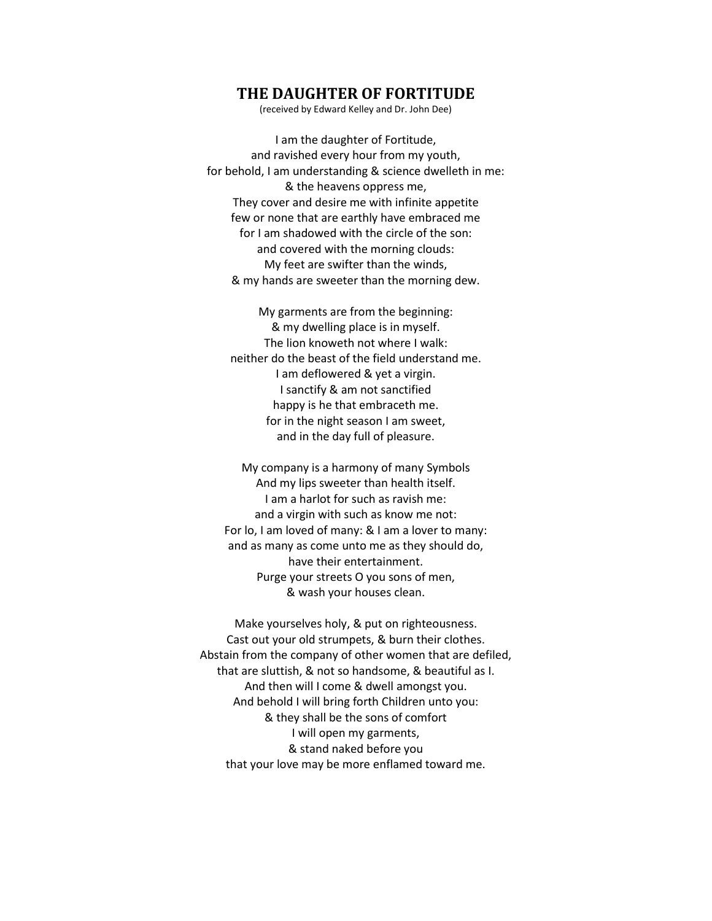# THE DAUGHTER OF FORTITUDE

(received by Edward Kelley and Dr. John Dee)

I am the daughter of Fortitude,  
and ravished every hour from my youth,  
for behold, I am understanding & science dwelleth in me:  
& the heavens oppress me,  
They cover and desire me with infinite appetite  
few or none that are earthly have embraced me  
for I am shadowed with the circle of the son:  
and covered with the morning clouds:  
My feet are swifter than the winds,  
& my hands are sweeter than the morning dew.

My garments are from the beginning:  
& my dwelling place is in myself.  
The lion knoweth not where I walk:  
neither do the beast of the field understand me.  
I am deflowered & yet a virgin.  
I sanctify & am not sanctified  
happy is he that embraceth me.  
for in the night season I am sweet,  
and in the day full of pleasure.

My company is a harmony of many Symbols  
And my lips sweeter than health itself.  
I am a harlot for such as ravish me:  
and a virgin with such as know me not:  
For lo, I am loved of many: & I am a lover to many:  
and as many as come unto me as they should do,  
have their entertainment.  
Purge your streets O you sons of men,  
& wash your houses clean.

Make yourselves holy, & put on righteousness.  
Cast out your old strumpets, & burn their clothes.  
Abstain from the company of other women that are defiled,  
that are sluttish, & not so handsome, & beautiful as I.  
And then will I come & dwell amongst you.  
And behold I will bring forth Children unto you:  
& they shall be the sons of comfort  
I will open my garments,  
& stand naked before you  
that your love may be more enflamed toward me.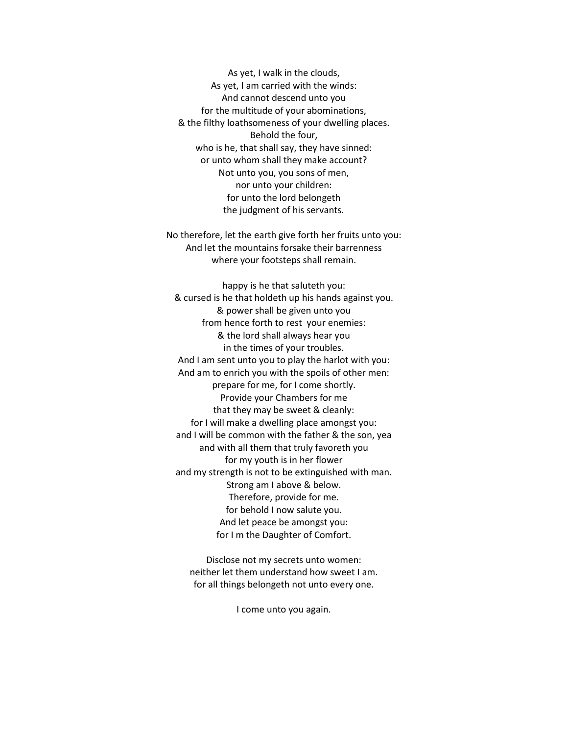As yet, I walk in the clouds,  
As yet, I am carried with the winds:  
And cannot descend unto you  
for the multitude of your abominations,  
& the filthy loathsomeness of your dwelling places.  
Behold the four,  
who is he, that shall say, they have sinned:  
or unto whom shall they make account?  
Not unto you, you sons of men,  
nor unto your children:  
for unto the lord belongeth  
the judgment of his servants.

No therefore, let the earth give forth her fruits unto you:  
And let the mountains forsake their barrenness  
where your footsteps shall remain.

happy is he that saluteth you:  
& cursed is he that holdeth up his hands against you.  
& power shall be given unto you  
from hence forth to rest  your enemies:  
& the lord shall always hear you  
in the times of your troubles.  
And I am sent unto you to play the harlot with you:  
And am to enrich you with the spoils of other men:  
prepare for me, for I come shortly.  
Provide your Chambers for me  
that they may be sweet & cleanly:  
for I will make a dwelling place amongst you:  
and I will be common with the father & the son, yea  
and with all them that truly favoreth you  
for my youth is in her flower  
and my strength is not to be extinguished with man.  
Strong am I above & below.  
Therefore, provide for me.  
for behold I now salute you.  
And let peace be amongst you:  
for I m the Daughter of Comfort.

Disclose not my secrets unto women:  
neither let them understand how sweet I am.  
for all things belongeth not unto every one.

I come unto you again.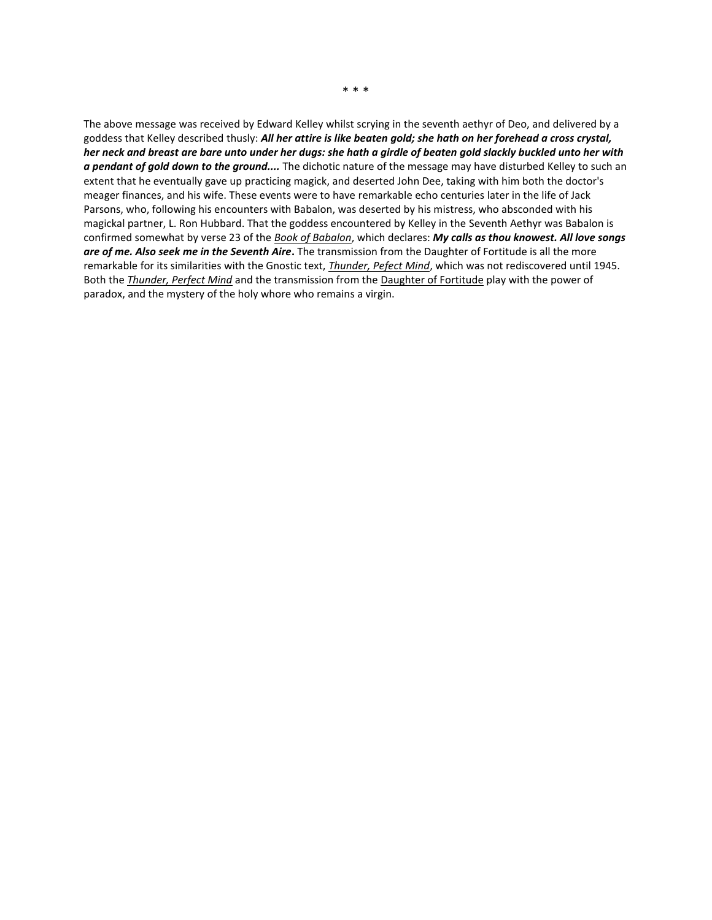\* \* \*

The above message was received by Edward Kelley whilst scrying in the seventh aethyr of Deo, and delivered by a goddess that Kelley described thusly: ***All her attire is like beaten gold; she hath on her forehead a cross crystal, her neck and breast are bare unto under her dugs: she hath a girdle of beaten gold slackly buckled unto her with a pendant of gold down to the ground....*** The dichotic nature of the message may have disturbed Kelley to such an extent that he eventually gave up practicing magick, and deserted John Dee, taking with him both the doctor's meager finances, and his wife. These events were to have remarkable echo centuries later in the life of Jack Parsons, who, following his encounters with Babalon, was deserted by his mistress, who absconded with his magickal partner, L. Ron Hubbard. That the goddess encountered by Kelley in the Seventh Aethyr was Babalon is confirmed somewhat by verse 23 of the <u>*Book of Babalon*</u>, which declares: ***My calls as thou knowest. All love songs are of me. Also seek me in the Seventh Aire.*** The transmission from the Daughter of Fortitude is all the more remarkable for its similarities with the Gnostic text, <u>*Thunder, Pefect Mind*</u>, which was not rediscovered until 1945. Both the <u>*Thunder, Perfect Mind*</u> and the transmission from the <u>Daughter of Fortitude</u> play with the power of paradox, and the mystery of the holy whore who remains a virgin.